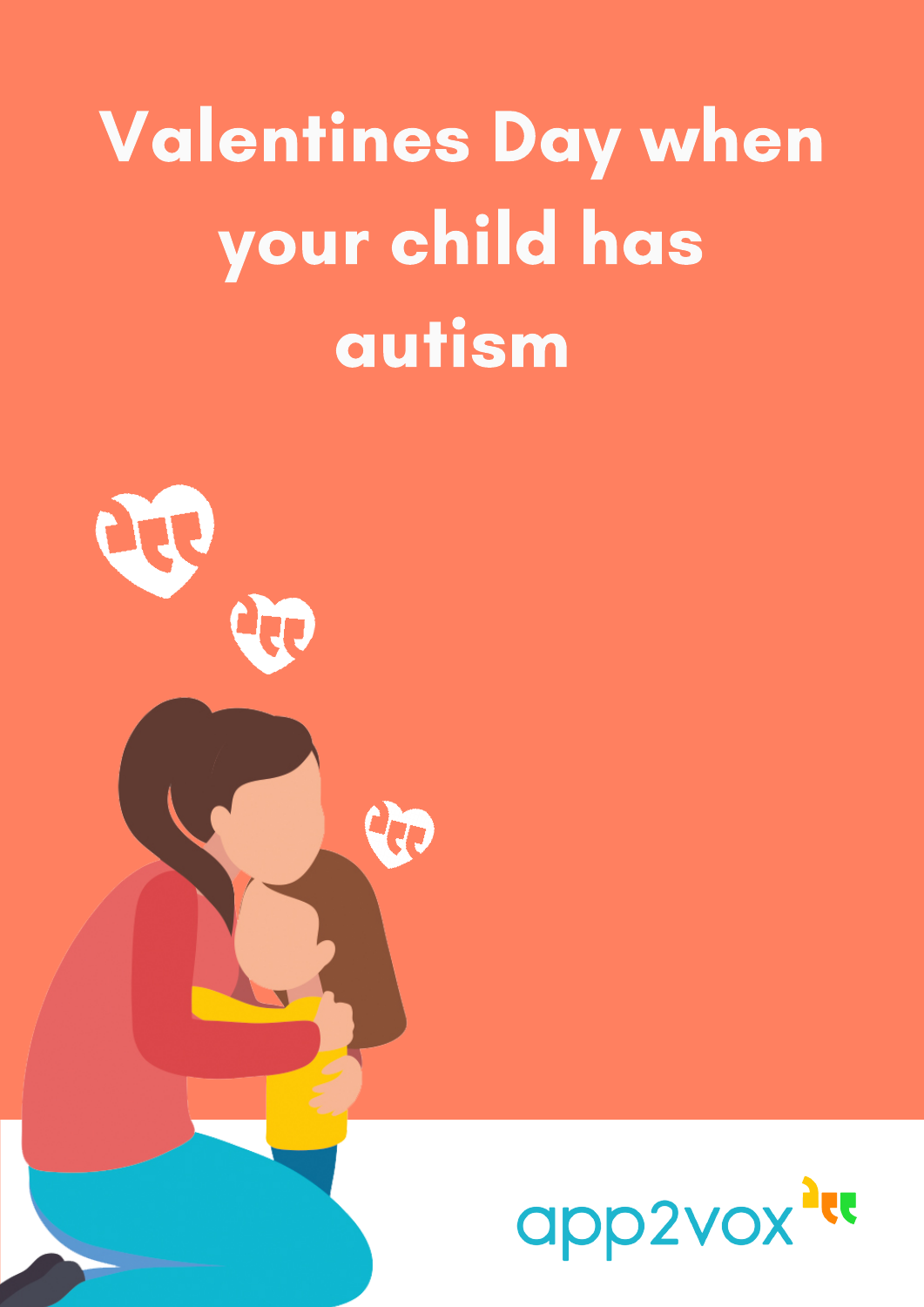# Valentines Day when your child has autism

app2vox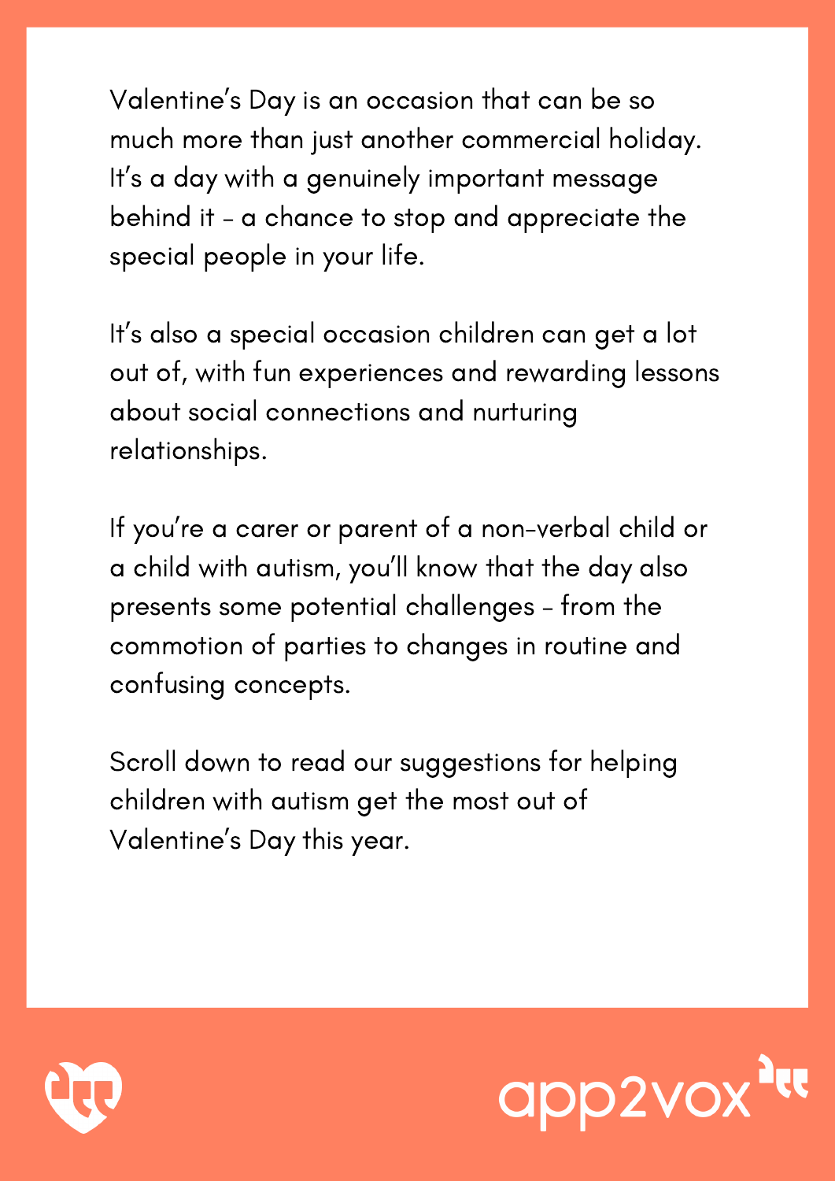Valentine's Day is an occasion that can be so much more than just another commercial holiday. It's a day with a genuinely important message behind it - a chance to stop and appreciate the special people in your life.

It's also a special occasion children can get a lot out of, with fun experiences and rewarding lessons about social connections and nurturing relationships.

If you're a carer or parent of a non-verbal child or a child with autism, you'll know that the day also presents some potential challenges - from the commotion of parties to changes in routine and confusing concepts.

Scroll down to read our suggestions for helping children with autism get the most out of Valentine's Day this year.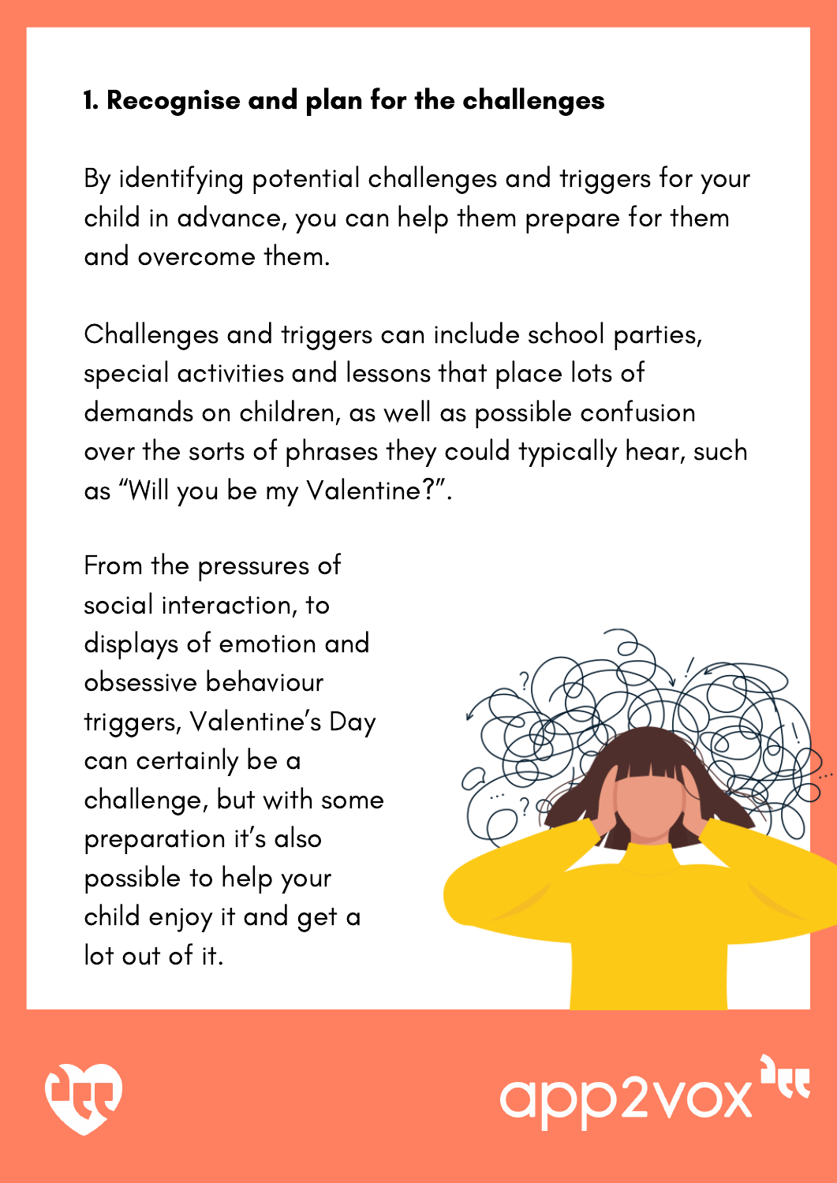### 1. Recognise and plan for the challenges

By identifying potential challenges and triggers for your child in advance, you can help them prepare for them and overcome them.

Challenges and triggers can include school parties, special activities and lessons that place lots of demands on children, as well as possible confusion over the sorts of phrases they could typically hear, such as "Will you be my Valentine?".

From the pressures of social interaction, to displays of emotion and obsessive behaviour triggers, Valentine's Day can certainly be a challenge, but with some preparation it's also possible to help your child enjoy it and get a lot out of it.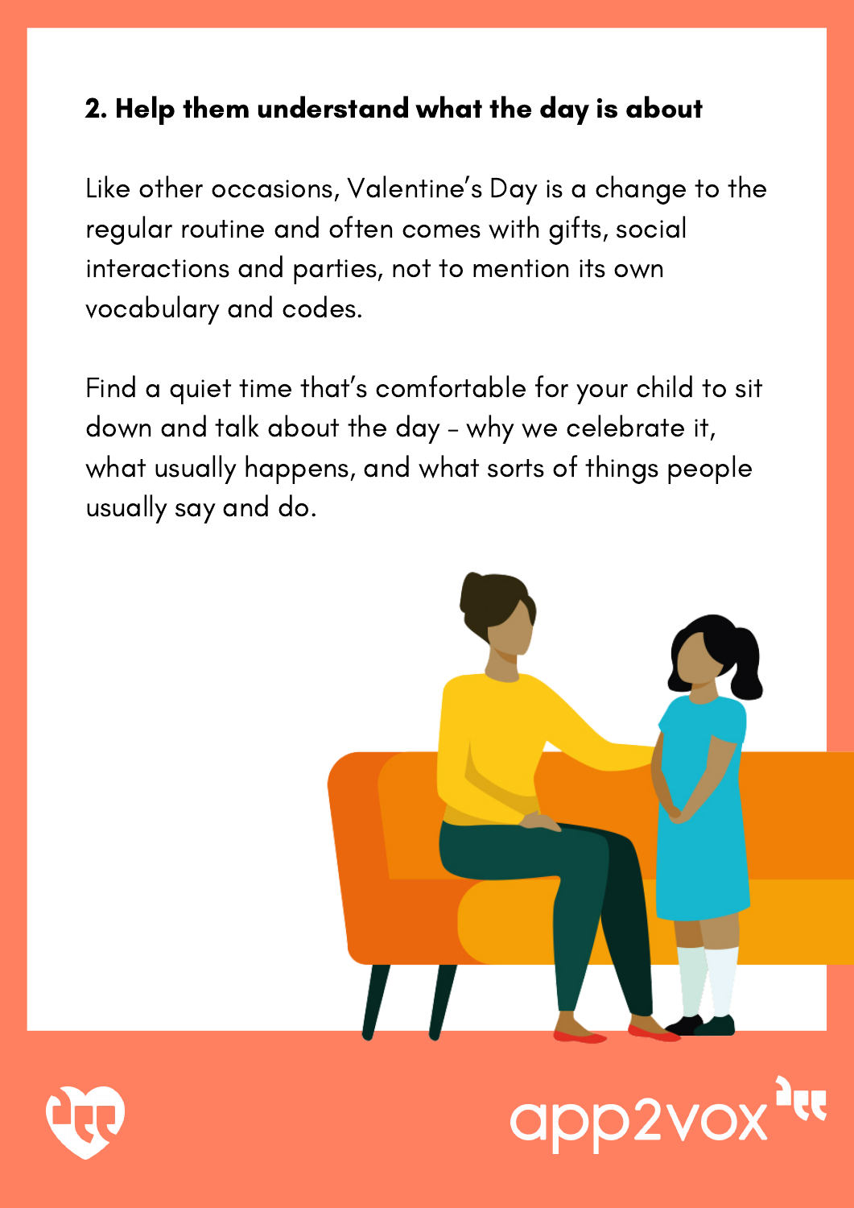## 2. Help them understand what the day is about

Like other occasions, Valentine’s Day is a change to the regular routine and often comes with gifts, social interactions and parties, not to mention its own vocabulary and codes.

Find a quiet time that’s comfortable for your child to sit down and talk about the day – why we celebrate it, what usually happens, and what sorts of things people usually say and do.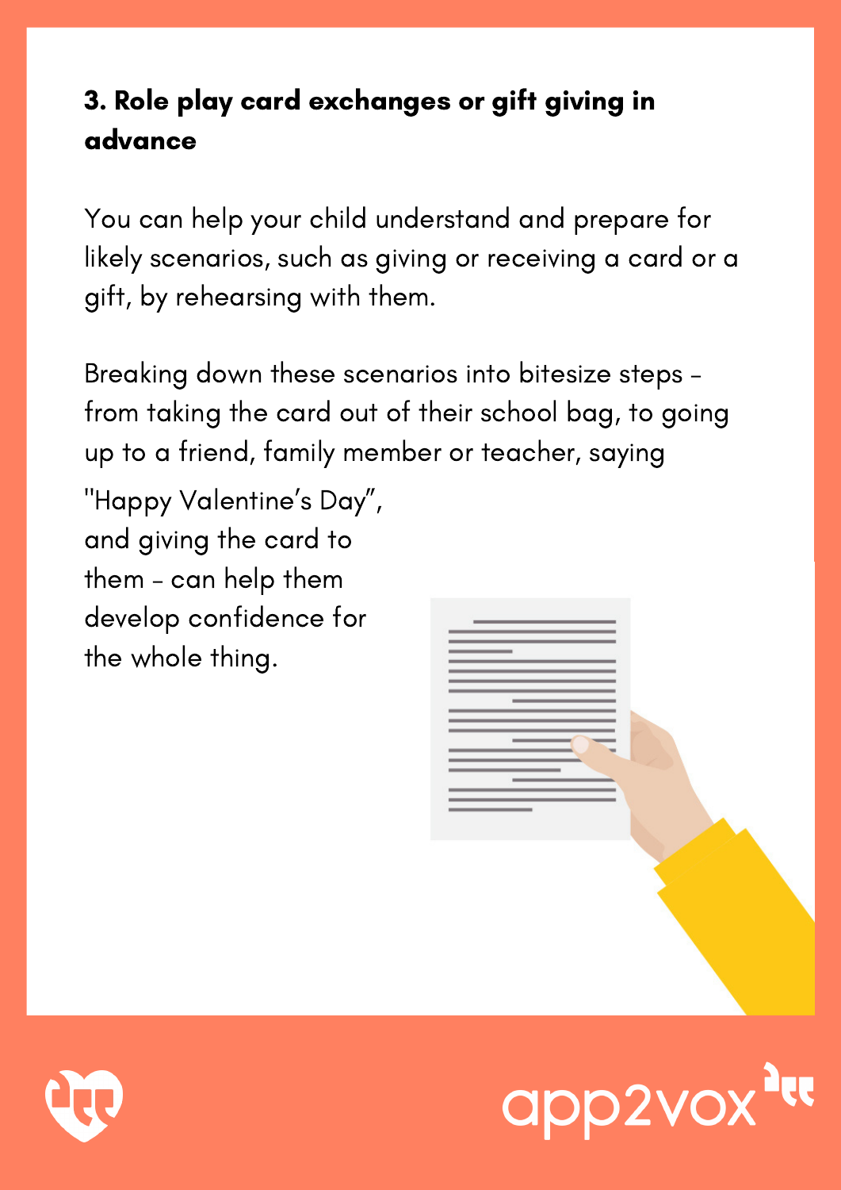### 3. Role play card exchanges or gift giving in advance

You can help your child understand and prepare for likely scenarios, such as giving or receiving a card or a gift, by rehearsing with them.

Breaking down these scenarios into bitesize steps – from taking the card out of their school bag, to going up to a friend, family member or teacher, saying "Happy Valentine's Day", and giving the card to them – can help them develop confidence for the whole thing.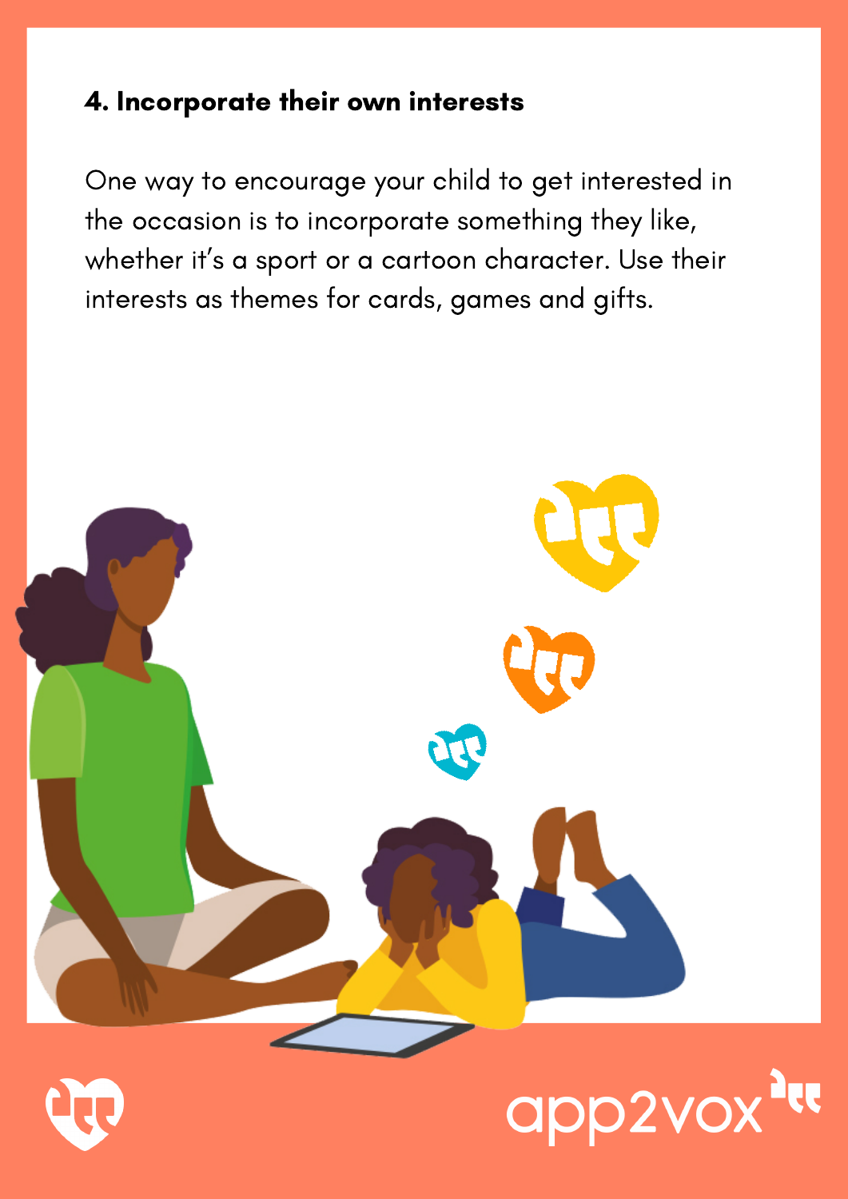#### 4. Incorporate their own interests

One way to encourage your child to get interested in the occasion is to incorporate something they like, whether it's a sport or a cartoon character. Use their interests as themes for cards, games and gifts.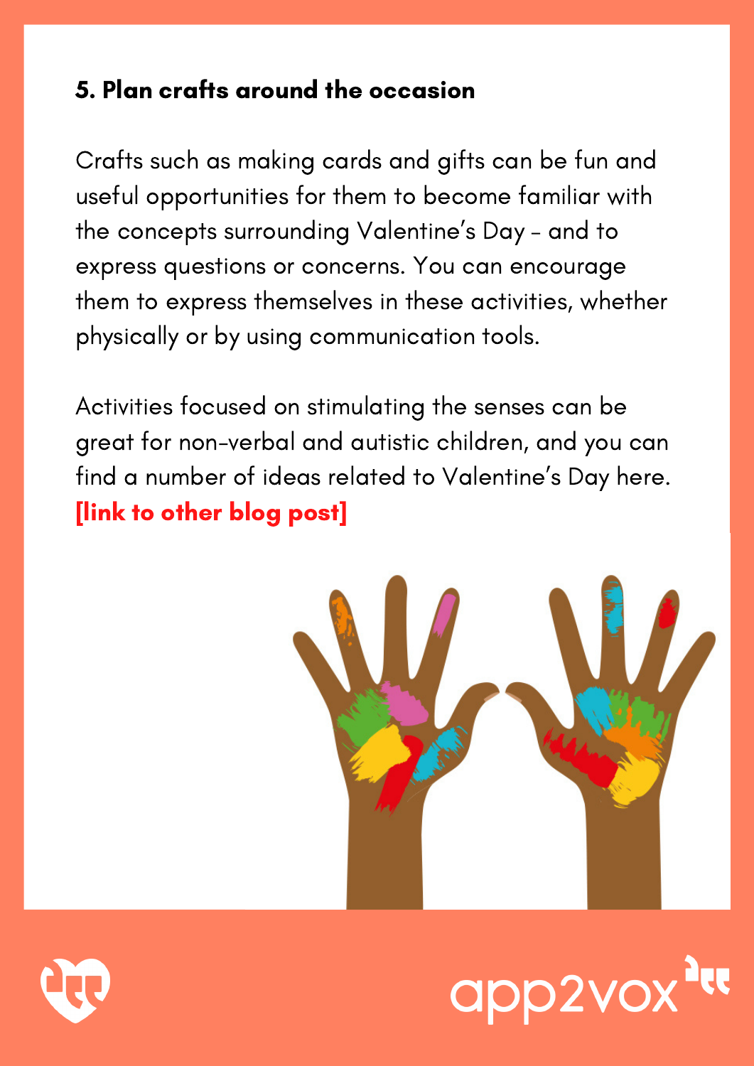### 5. Plan crafts around the occasion

Crafts such as making cards and gifts can be fun and useful opportunities for them to become familiar with the concepts surrounding Valentine's Day – and to express questions or concerns. You can encourage them to express themselves in these activities, whether physically or by using communication tools.

Activities focused on stimulating the senses can be great for non-verbal and autistic children, and you can find a number of ideas related to Valentine's Day here. **[link to other blog post]**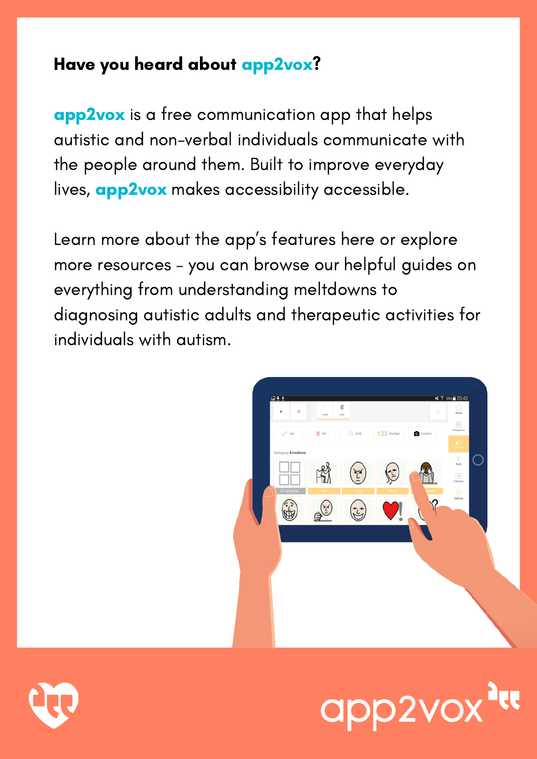## Have you heard about app2vox?

**app2vox** is a free communication app that helps autistic and non-verbal individuals communicate with the people around them. Built to improve everyday lives, **app2vox** makes accessibility accessible.

Learn more about the app's features here or explore more resources - you can browse our helpful guides on everything from understanding meltdowns to diagnosing autistic adults and therapeutic activities for individuals with autism.

app2vox